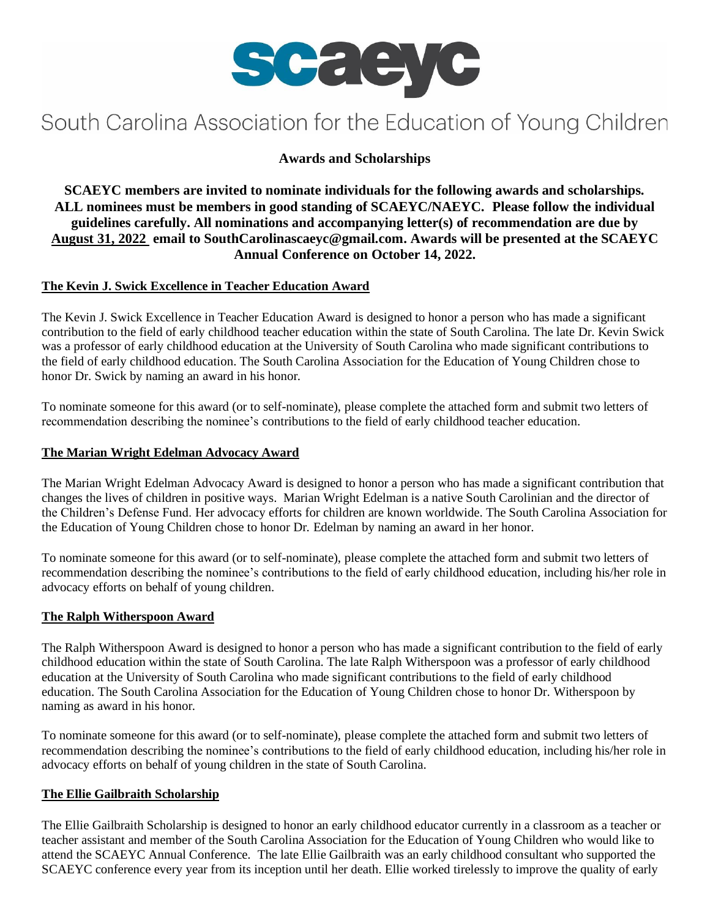# scaeyc

## South Carolina Association for the Education of Young Children

### Awards and Scholarships

**SCAEYC members are invited to nominate individuals for the following awards and scholarships. ALL nominees must be members in good standing of SCAEYC/NAEYC. Please follow the individual guidelines carefully. All nominations and accompanying letter(s) of recommendation are due by <u>August 31, 2022</u> email to SouthCarolinascaeyc@gmail.com. Awards will be presented at the SCAEYC Annual Conference on October 14, 2022.**

#### <u>The Kevin J. Swick Excellence in Teacher Education Award</u>

The Kevin J. Swick Excellence in Teacher Education Award is designed to honor a person who has made a significant contribution to the field of early childhood teacher education within the state of South Carolina. The late Dr. Kevin Swick was a professor of early childhood education at the University of South Carolina who made significant contributions to the field of early childhood education. The South Carolina Association for the Education of Young Children chose to honor Dr. Swick by naming an award in his honor.

To nominate someone for this award (or to self-nominate), please complete the attached form and submit two letters of recommendation describing the nominee's contributions to the field of early childhood teacher education.

#### <u>The Marian Wright Edelman Advocacy Award</u>

The Marian Wright Edelman Advocacy Award is designed to honor a person who has made a significant contribution that changes the lives of children in positive ways. Marian Wright Edelman is a native South Carolinian and the director of the Children's Defense Fund. Her advocacy efforts for children are known worldwide. The South Carolina Association for the Education of Young Children chose to honor Dr. Edelman by naming an award in her honor.

To nominate someone for this award (or to self-nominate), please complete the attached form and submit two letters of recommendation describing the nominee's contributions to the field of early childhood education, including his/her role in advocacy efforts on behalf of young children.

#### <u>The Ralph Witherspoon Award</u>

The Ralph Witherspoon Award is designed to honor a person who has made a significant contribution to the field of early childhood education within the state of South Carolina. The late Ralph Witherspoon was a professor of early childhood education at the University of South Carolina who made significant contributions to the field of early childhood education. The South Carolina Association for the Education of Young Children chose to honor Dr. Witherspoon by naming as award in his honor.

To nominate someone for this award (or to self-nominate), please complete the attached form and submit two letters of recommendation describing the nominee's contributions to the field of early childhood education, including his/her role in advocacy efforts on behalf of young children in the state of South Carolina.

#### <u>The Ellie Gailbraith Scholarship</u>

The Ellie Gailbraith Scholarship is designed to honor an early childhood educator currently in a classroom as a teacher or teacher assistant and member of the South Carolina Association for the Education of Young Children who would like to attend the SCAEYC Annual Conference. The late Ellie Gailbraith was an early childhood consultant who supported the SCAEYC conference every year from its inception until her death. Ellie worked tirelessly to improve the quality of early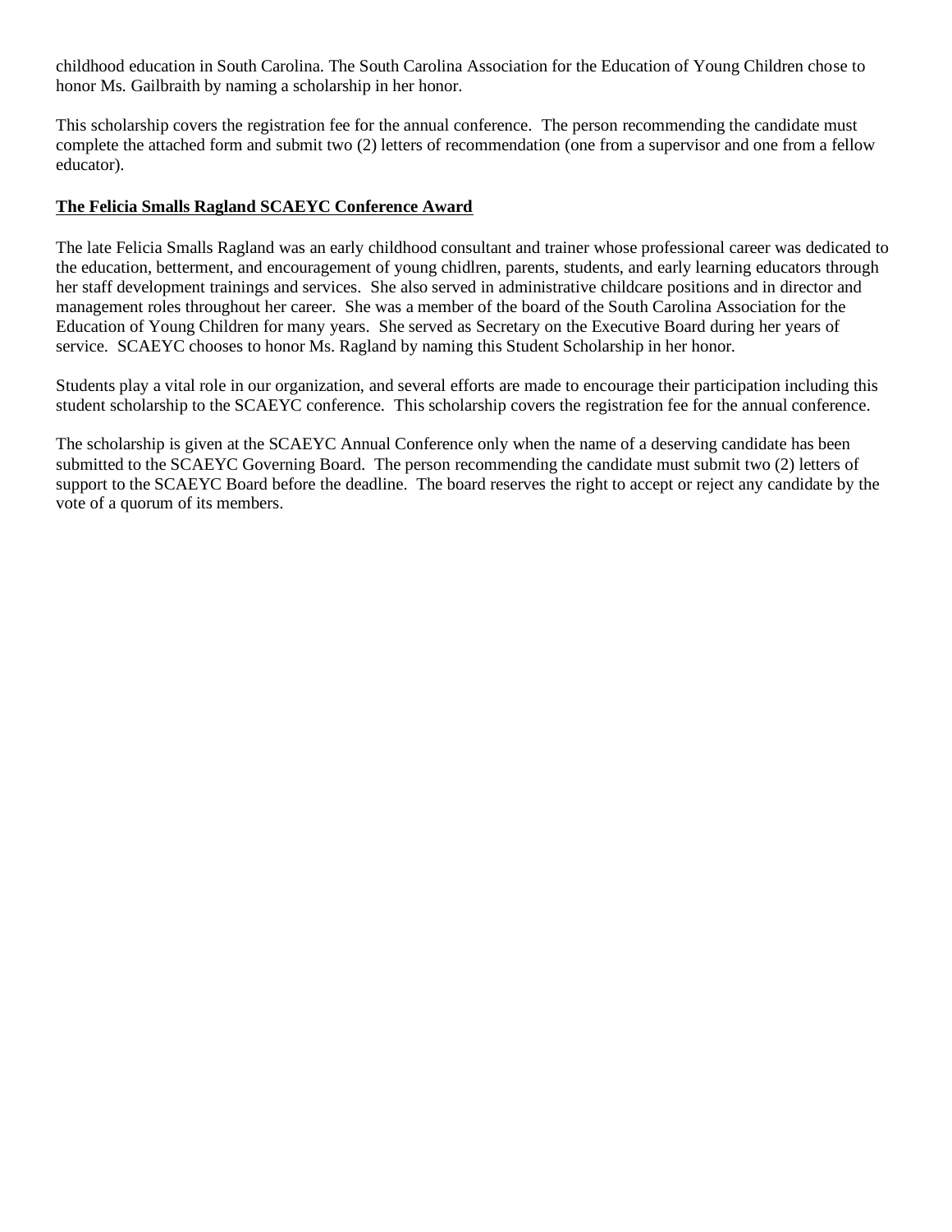childhood education in South Carolina. The South Carolina Association for the Education of Young Children chose to honor Ms. Gailbraith by naming a scholarship in her honor.

This scholarship covers the registration fee for the annual conference. The person recommending the candidate must complete the attached form and submit two (2) letters of recommendation (one from a supervisor and one from a fellow educator).

**The Felicia Smalls Ragland SCAEYC Conference Award**

The late Felicia Smalls Ragland was an early childhood consultant and trainer whose professional career was dedicated to the education, betterment, and encouragement of young chidlren, parents, students, and early learning educators through her staff development trainings and services. She also served in administrative childcare positions and in director and management roles throughout her career. She was a member of the board of the South Carolina Association for the Education of Young Children for many years. She served as Secretary on the Executive Board during her years of service. SCAEYC chooses to honor Ms. Ragland by naming this Student Scholarship in her honor.

Students play a vital role in our organization, and several efforts are made to encourage their participation including this student scholarship to the SCAEYC conference. This scholarship covers the registration fee for the annual conference.

The scholarship is given at the SCAEYC Annual Conference only when the name of a deserving candidate has been submitted to the SCAEYC Governing Board. The person recommending the candidate must submit two (2) letters of support to the SCAEYC Board before the deadline. The board reserves the right to accept or reject any candidate by the vote of a quorum of its members.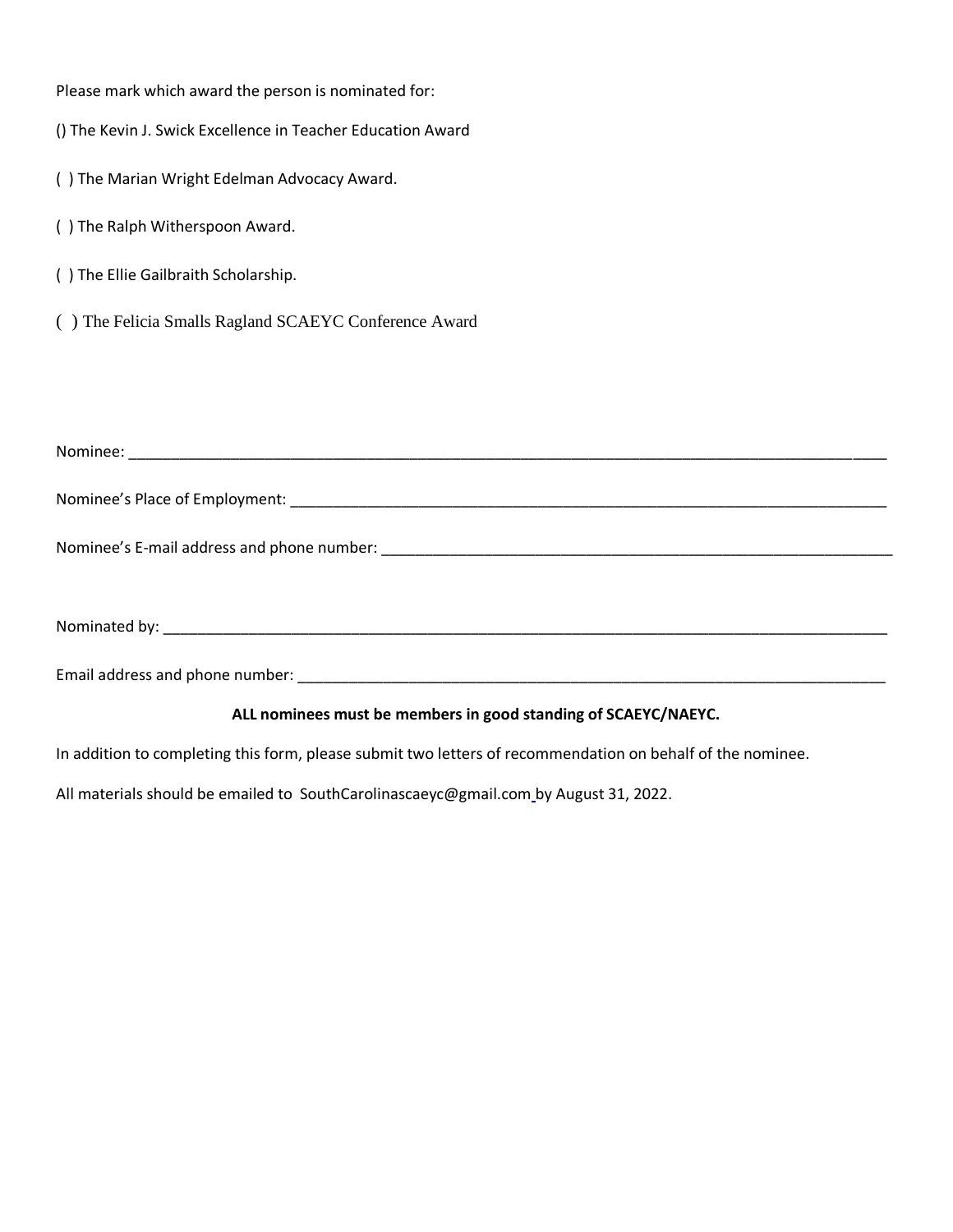Please mark which award the person is nominated for:

() The Kevin J. Swick Excellence in Teacher Education Award

( ) The Marian Wright Edelman Advocacy Award.

( ) The Ralph Witherspoon Award.

( ) The Ellie Gailbraith Scholarship.

( ) The Felicia Smalls Ragland SCAEYC Conference Award

Nominee: ___________________________________________________________________________________________

Nominee's Place of Employment: ___________________________________________________________________________

Nominee's E-mail address and phone number: _________________________________________________________________

Nominated by: _______________________________________________________________________________________

Email address and phone number: __________________________________________________________________________

**ALL nominees must be members in good standing of SCAEYC/NAEYC.**

In addition to completing this form, please submit two letters of recommendation on behalf of the nominee.

All materials should be emailed to SouthCarolinascaeyc@gmail.com by August 31, 2022.